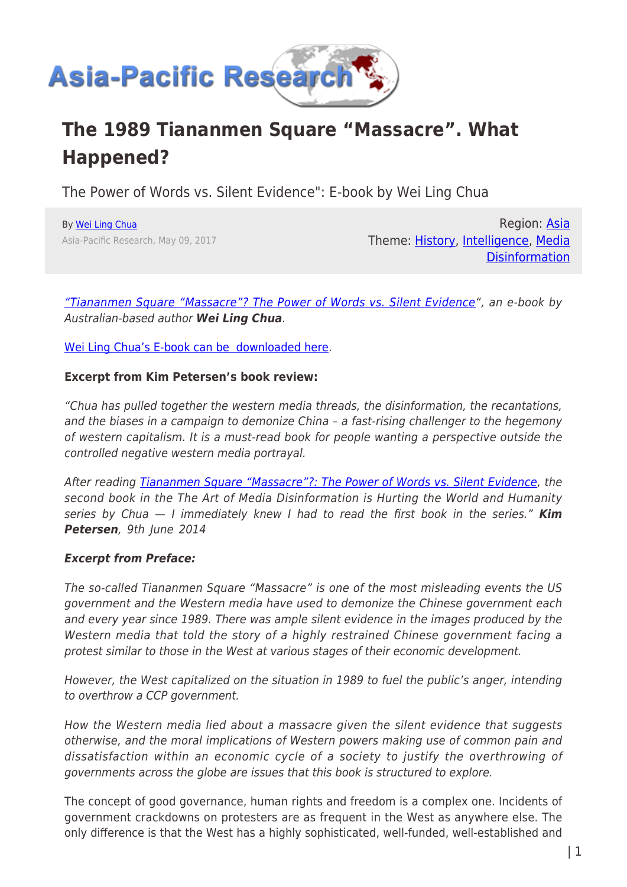# The 1989 Tiananmen Square "Massacre". What Happened?

The Power of Words vs. Silent Evidence": E-book by Wei Ling Chua

By Wei Ling Chua
Asia-Pacific Research, May 09, 2017

Region: Asia
Theme: History, Intelligence, Media Disinformation

*"Tiananmen Square "Massacre"? The Power of Words vs. Silent Evidence", an e-book by Australian-based author* ***Wei Ling Chua****.*

Wei Ling Chua's E-book can be downloaded here.

**Excerpt from Kim Petersen's book review:**

*"Chua has pulled together the western media threads, the disinformation, the recantations, and the biases in a campaign to demonize China – a fast-rising challenger to the hegemony of western capitalism. It is a must-read book for people wanting a perspective outside the controlled negative western media portrayal.*

*After reading Tiananmen Square "Massacre"?: The Power of Words vs. Silent Evidence, the second book in the The Art of Media Disinformation is Hurting the World and Humanity series by Chua — I immediately knew I had to read the first book in the series."* ***Kim Petersen****, 9th June 2014*

***Excerpt from Preface:***

*The so-called Tiananmen Square "Massacre" is one of the most misleading events the US government and the Western media have used to demonize the Chinese government each and every year since 1989. There was ample silent evidence in the images produced by the Western media that told the story of a highly restrained Chinese government facing a protest similar to those in the West at various stages of their economic development.*

*However, the West capitalized on the situation in 1989 to fuel the public's anger, intending to overthrow a CCP government.*

*How the Western media lied about a massacre given the silent evidence that suggests otherwise, and the moral implications of Western powers making use of common pain and dissatisfaction within an economic cycle of a society to justify the overthrowing of governments across the globe are issues that this book is structured to explore.*

The concept of good governance, human rights and freedom is a complex one. Incidents of government crackdowns on protesters are as frequent in the West as anywhere else. The only difference is that the West has a highly sophisticated, well-funded, well-established and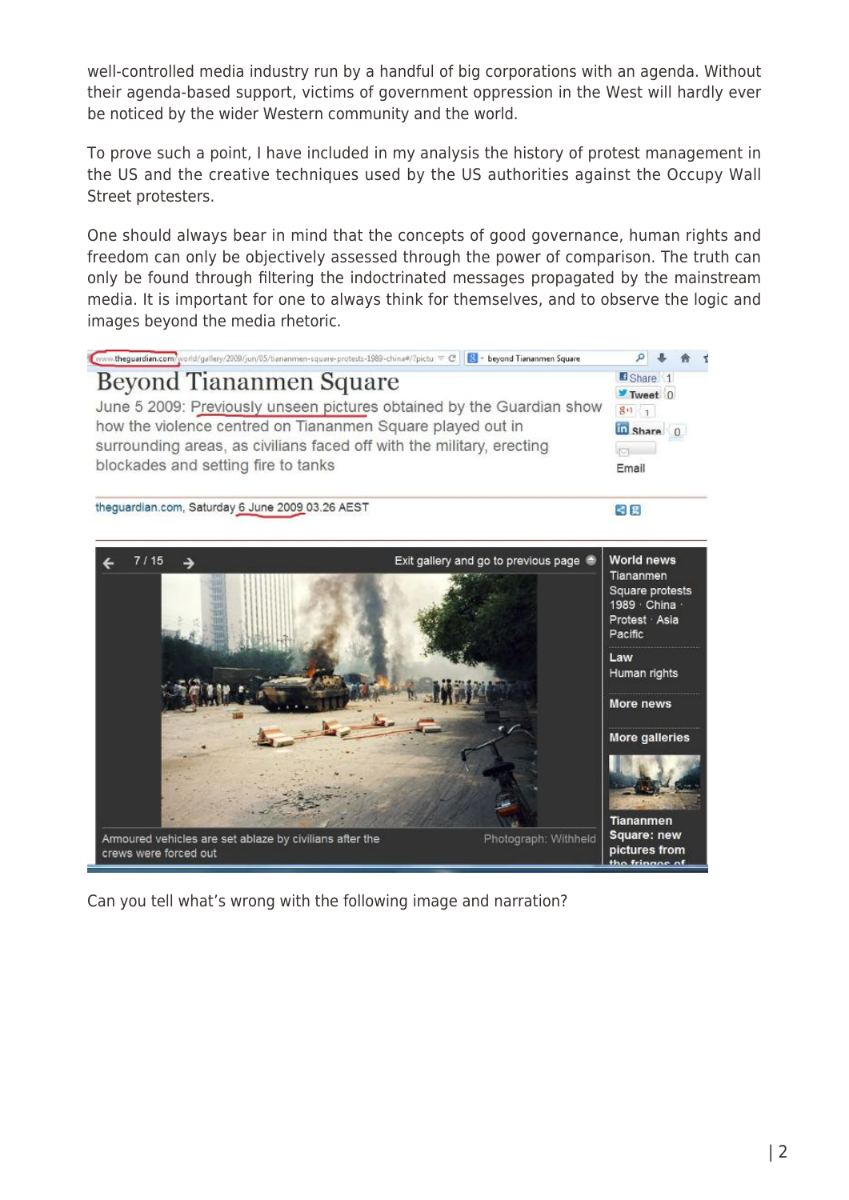well-controlled media industry run by a handful of big corporations with an agenda. Without their agenda-based support, victims of government oppression in the West will hardly ever be noticed by the wider Western community and the world.

To prove such a point, I have included in my analysis the history of protest management in the US and the creative techniques used by the US authorities against the Occupy Wall Street protesters.

One should always bear in mind that the concepts of good governance, human rights and freedom can only be objectively assessed through the power of comparison. The truth can only be found through filtering the indoctrinated messages propagated by the mainstream media. It is important for one to always think for themselves, and to observe the logic and images beyond the media rhetoric.

# Beyond Tiananmen Square

June 5 2009: Previously unseen pictures obtained by the Guardian show how the violence centred on Tiananmen Square played out in surrounding areas, as civilians faced off with the military, erecting blockades and setting fire to tanks

theguardian.com, Saturday 6 June 2009 03.26 AEST

Armoured vehicles are set ablaze by civilians after the crews were forced out

Photograph: Withheld

Can you tell what's wrong with the following image and narration?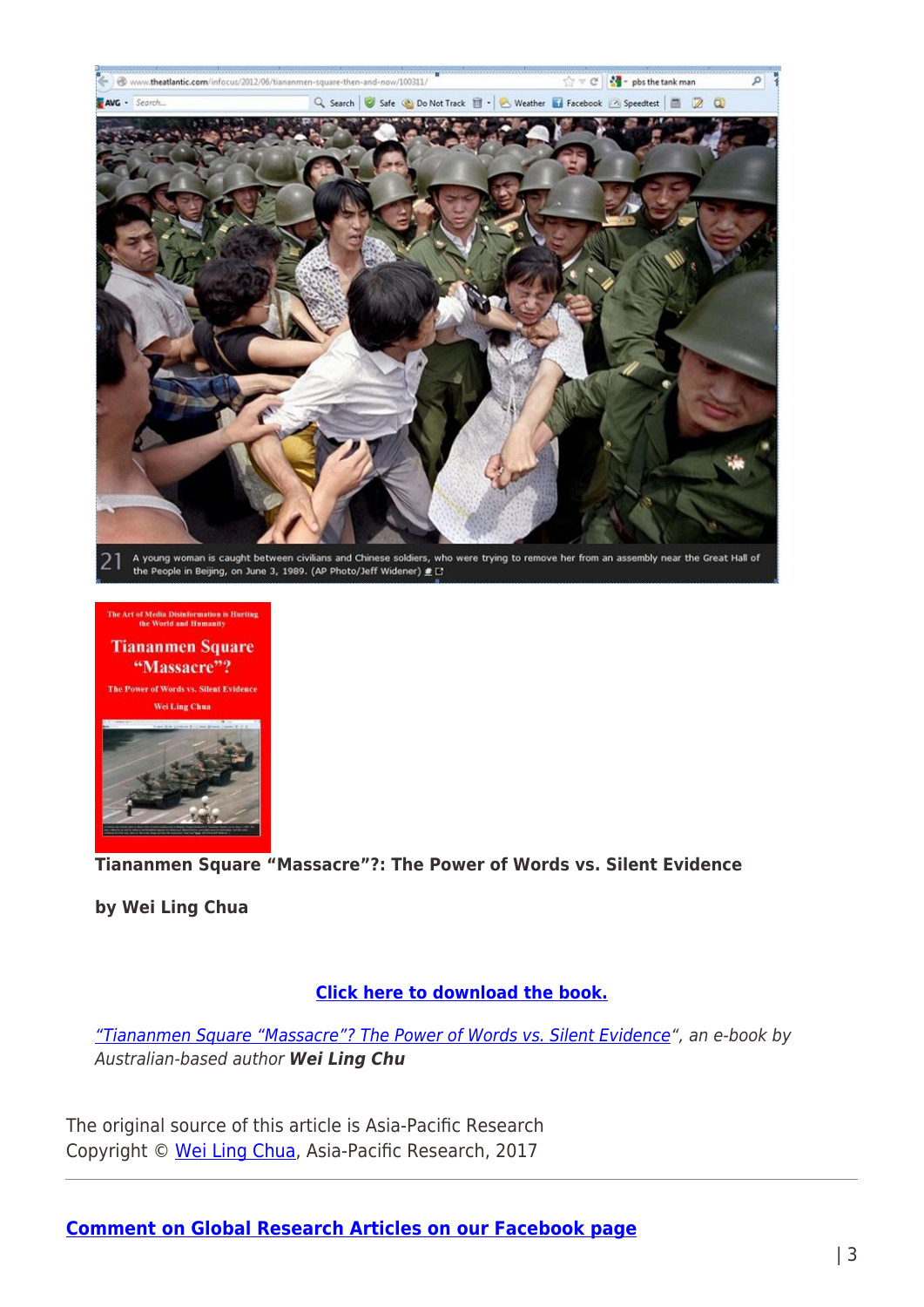**Tiananmen Square "Massacre"?: The Power of Words vs. Silent Evidence**

**by Wei Ling Chua**

**Click here to download the book.**

*"Tiananmen Square "Massacre"? The Power of Words vs. Silent Evidence", an e-book by Australian-based author* ***Wei Ling Chu***

The original source of this article is Asia-Pacific Research
Copyright © Wei Ling Chua, Asia-Pacific Research, 2017

---

**Comment on Global Research Articles on our Facebook page**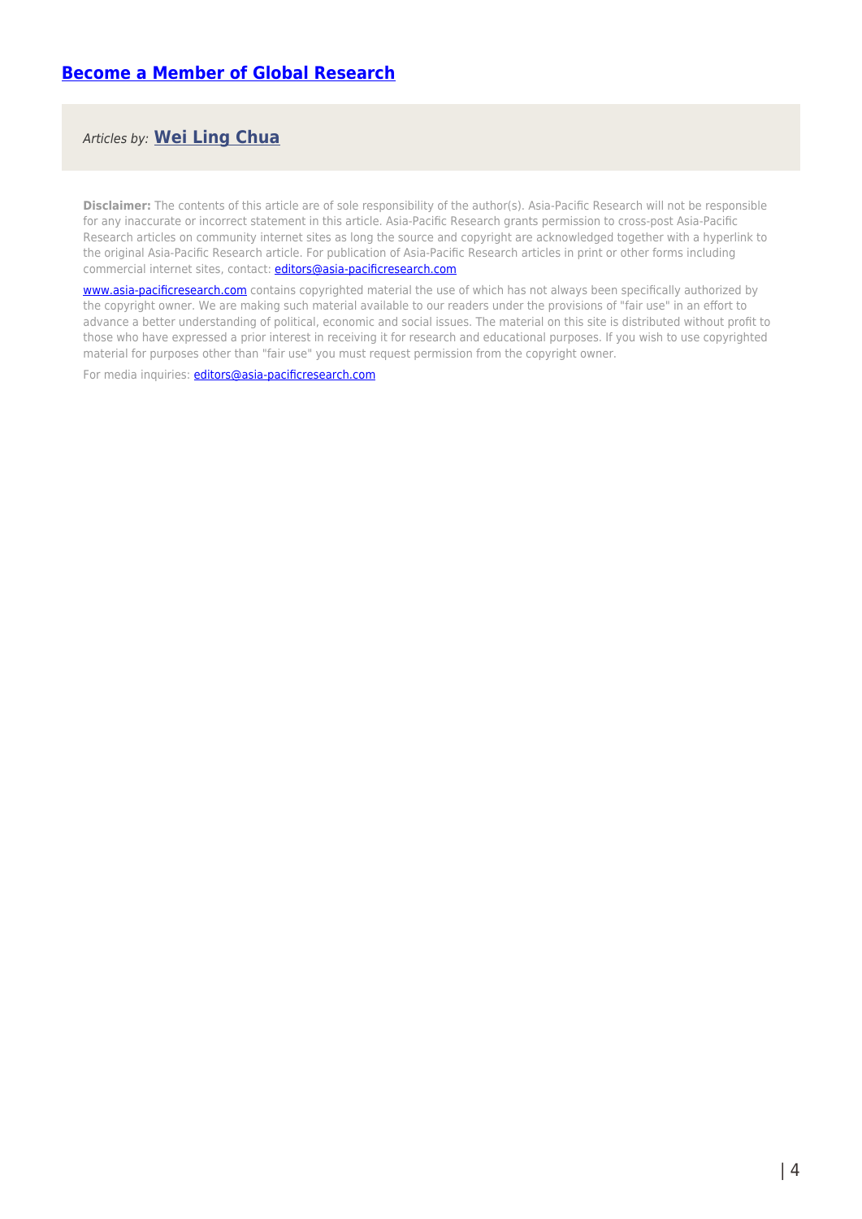**Become a Member of Global Research**

*Articles by:* **Wei Ling Chua**

**Disclaimer:** The contents of this article are of sole responsibility of the author(s). Asia-Pacific Research will not be responsible for any inaccurate or incorrect statement in this article. Asia-Pacific Research grants permission to cross-post Asia-Pacific Research articles on community internet sites as long the source and copyright are acknowledged together with a hyperlink to the original Asia-Pacific Research article. For publication of Asia-Pacific Research articles in print or other forms including commercial internet sites, contact: editors@asia-pacificresearch.com

www.asia-pacificresearch.com contains copyrighted material the use of which has not always been specifically authorized by the copyright owner. We are making such material available to our readers under the provisions of "fair use" in an effort to advance a better understanding of political, economic and social issues. The material on this site is distributed without profit to those who have expressed a prior interest in receiving it for research and educational purposes. If you wish to use copyrighted material for purposes other than "fair use" you must request permission from the copyright owner.

For media inquiries: editors@asia-pacificresearch.com